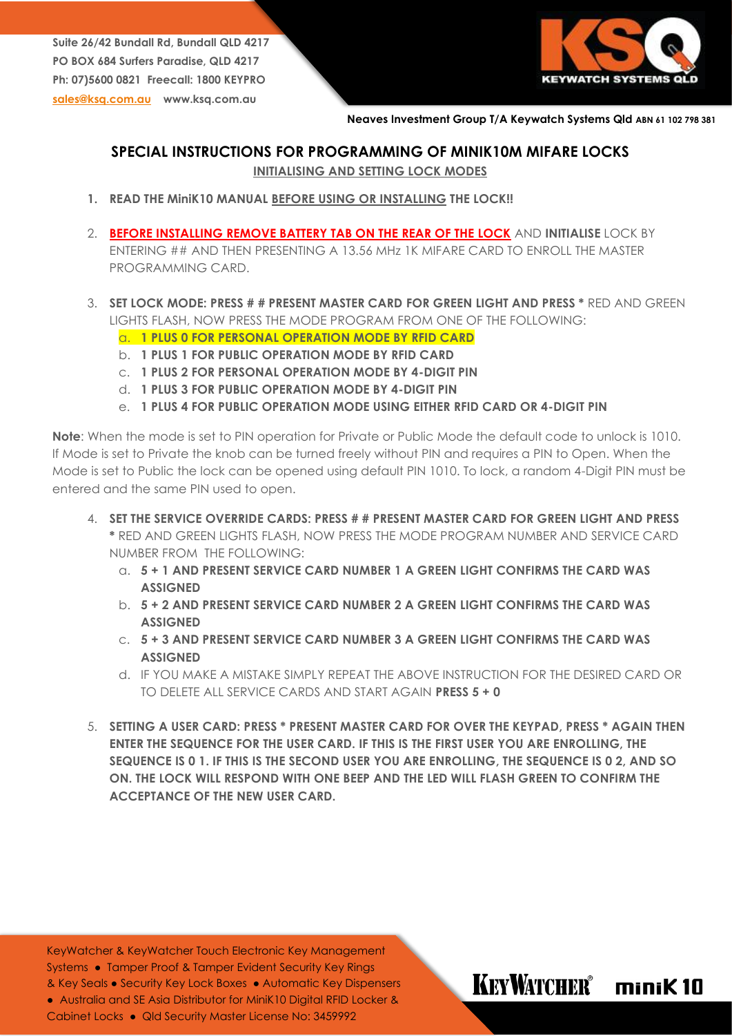Suite 26/42 Bundall Rd, Bundall QLD 4217
PO BOX 684 Surfers Paradise, QLD 4217
Ph: 07)5600 0821 Freecall: 1800 KEYPRO
sales@ksq.com.au www.ksq.com.au

KSQ KEYWATCH SYSTEMS QLD

**Neaves Investment Group T/A Keywatch Systems Qld ABN 61 102 798 381**

## SPECIAL INSTRUCTIONS FOR PROGRAMMING OF MINIK10M MIFARE LOCKS

### INITIALISING AND SETTING LOCK MODES

1. **READ THE MiniK10 MANUAL BEFORE USING OR INSTALLING THE LOCK!!**

2. **BEFORE INSTALLING REMOVE BATTERY TAB ON THE REAR OF THE LOCK** AND **INITIALISE** LOCK BY ENTERING ## AND THEN PRESENTING A 13.56 MHz 1K MIFARE CARD TO ENROLL THE MASTER PROGRAMMING CARD.

3. **SET LOCK MODE: PRESS # # PRESENT MASTER CARD FOR GREEN LIGHT AND PRESS *** RED AND GREEN LIGHTS FLASH, NOW PRESS THE MODE PROGRAM FROM ONE OF THE FOLLOWING:
   a. **1 PLUS 0 FOR PERSONAL OPERATION MODE BY RFID CARD**
   b. **1 PLUS 1 FOR PUBLIC OPERATION MODE BY RFID CARD**
   c. **1 PLUS 2 FOR PERSONAL OPERATION MODE BY 4-DIGIT PIN**
   d. **1 PLUS 3 FOR PUBLIC OPERATION MODE BY 4-DIGIT PIN**
   e. **1 PLUS 4 FOR PUBLIC OPERATION MODE USING EITHER RFID CARD OR 4-DIGIT PIN**

**Note**: When the mode is set to PIN operation for Private or Public Mode the default code to unlock is 1010. If Mode is set to Private the knob can be turned freely without PIN and requires a PIN to Open. When the Mode is set to Public the lock can be opened using default PIN 1010. To lock, a random 4-Digit PIN must be entered and the same PIN used to open.

4. **SET THE SERVICE OVERRIDE CARDS: PRESS # # PRESENT MASTER CARD FOR GREEN LIGHT AND PRESS *** RED AND GREEN LIGHTS FLASH, NOW PRESS THE MODE PROGRAM NUMBER AND SERVICE CARD NUMBER FROM THE FOLLOWING:
   a. **5 + 1 AND PRESENT SERVICE CARD NUMBER 1 A GREEN LIGHT CONFIRMS THE CARD WAS ASSIGNED**
   b. **5 + 2 AND PRESENT SERVICE CARD NUMBER 2 A GREEN LIGHT CONFIRMS THE CARD WAS ASSIGNED**
   c. **5 + 3 AND PRESENT SERVICE CARD NUMBER 3 A GREEN LIGHT CONFIRMS THE CARD WAS ASSIGNED**
   d. IF YOU MAKE A MISTAKE SIMPLY REPEAT THE ABOVE INSTRUCTION FOR THE DESIRED CARD OR TO DELETE ALL SERVICE CARDS AND START AGAIN **PRESS 5 + 0**

5. **SETTING A USER CARD: PRESS * PRESENT MASTER CARD FOR OVER THE KEYPAD, PRESS * AGAIN THEN ENTER THE SEQUENCE FOR THE USER CARD. IF THIS IS THE FIRST USER YOU ARE ENROLLING, THE SEQUENCE IS 0 1. IF THIS IS THE SECOND USER YOU ARE ENROLLING, THE SEQUENCE IS 0 2, AND SO ON. THE LOCK WILL RESPOND WITH ONE BEEP AND THE LED WILL FLASH GREEN TO CONFIRM THE ACCEPTANCE OF THE NEW USER CARD.**

KeyWatcher & KeyWatcher Touch Electronic Key Management Systems ● Tamper Proof & Tamper Evident Security Key Rings & Key Seals ● Security Key Lock Boxes ● Automatic Key Dispensers ● Australia and SE Asia Distributor for MiniK10 Digital RFID Locker & Cabinet Locks ● Qld Security Master License No: 3459992

KEYWATCHER® miniK10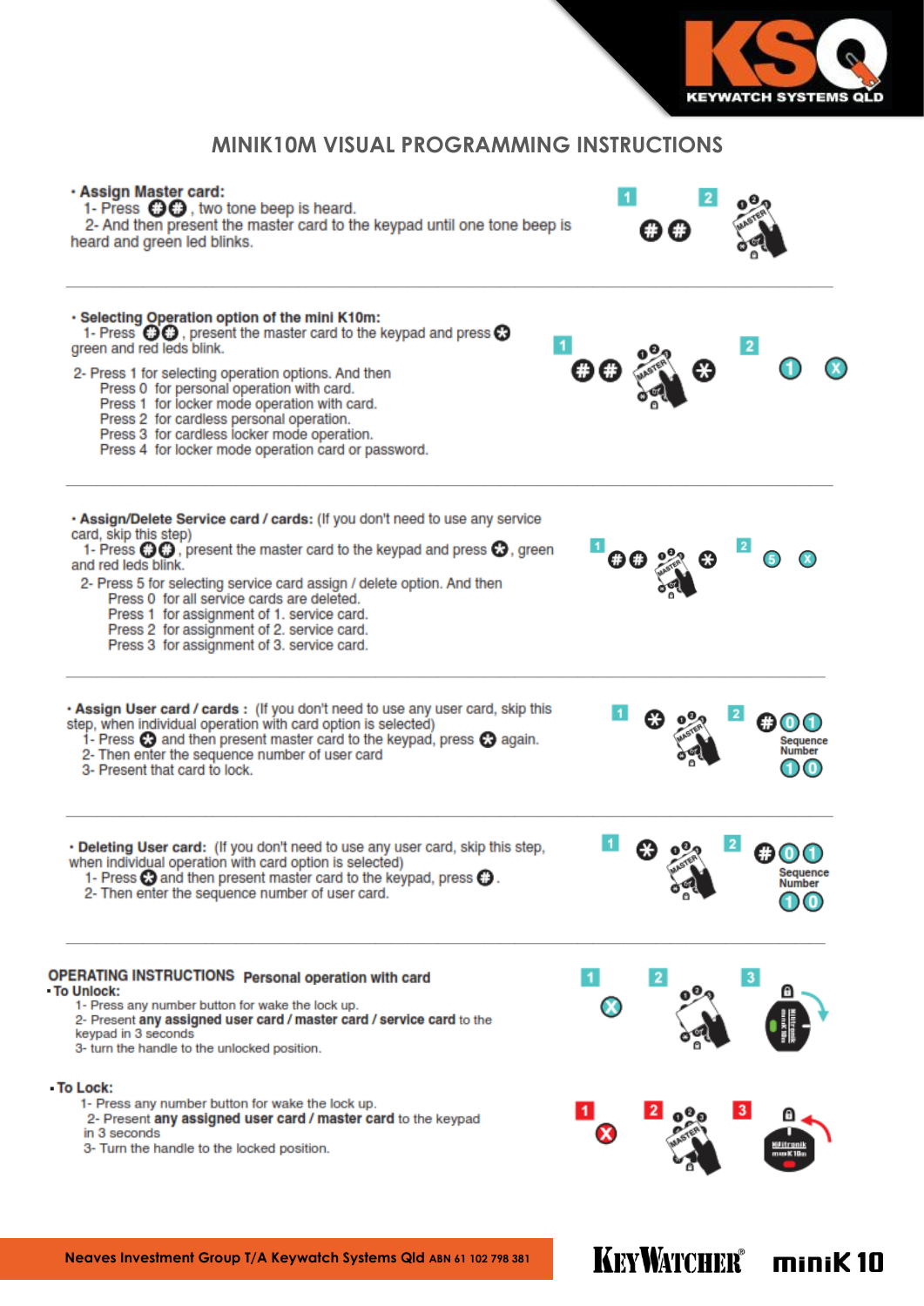# MINIK10M VISUAL PROGRAMMING INSTRUCTIONS

- **Assign Master card:**
  1- Press ##, two tone beep is heard.
  2- And then present the master card to the keypad until one tone beep is heard and green led blinks.

---

- **Selecting Operation option of the mini K10m:**
  1- Press ##, present the master card to the keypad and press * green and red leds blink.

  2- Press 1 for selecting operation options. And then
  - Press 0 for personal operation with card.
  - Press 1 for locker mode operation with card.
  - Press 2 for cardless personal operation.
  - Press 3 for cardless locker mode operation.
  - Press 4 for locker mode operation card or password.

---

- **Assign/Delete Service card / cards:** (If you don't need to use any service card, skip this step)
  1- Press ##, present the master card to the keypad and press *, green and red leds blink.
  2- Press 5 for selecting service card assign / delete option. And then
  - Press 0 for all service cards are deleted.
  - Press 1 for assignment of 1. service card.
  - Press 2 for assignment of 2. service card.
  - Press 3 for assignment of 3. service card.

---

- **Assign User card / cards :** (If you don't need to use any user card, skip this step, when individual operation with card option is selected)
  1- Press * and then present master card to the keypad, press * again.
  2- Then enter the sequence number of user card
  3- Present that card to lock.

---

- **Deleting User card:** (If you don't need to use any user card, skip this step, when individual operation with card option is selected)
  1- Press * and then present master card to the keypad, press *.
  2- Then enter the sequence number of user card.

---

## OPERATING INSTRUCTIONS Personal operation with card

- **To Unlock:**
  1- Press any number button for wake the lock up.
  2- Present **any assigned user card / master card / service card** to the keypad in 3 seconds
  3- turn the handle to the unlocked position.

- **To Lock:**
  1- Press any number button for wake the lock up.
  2- Present **any assigned user card / master card** to the keypad in 3 seconds
  3- Turn the handle to the locked position.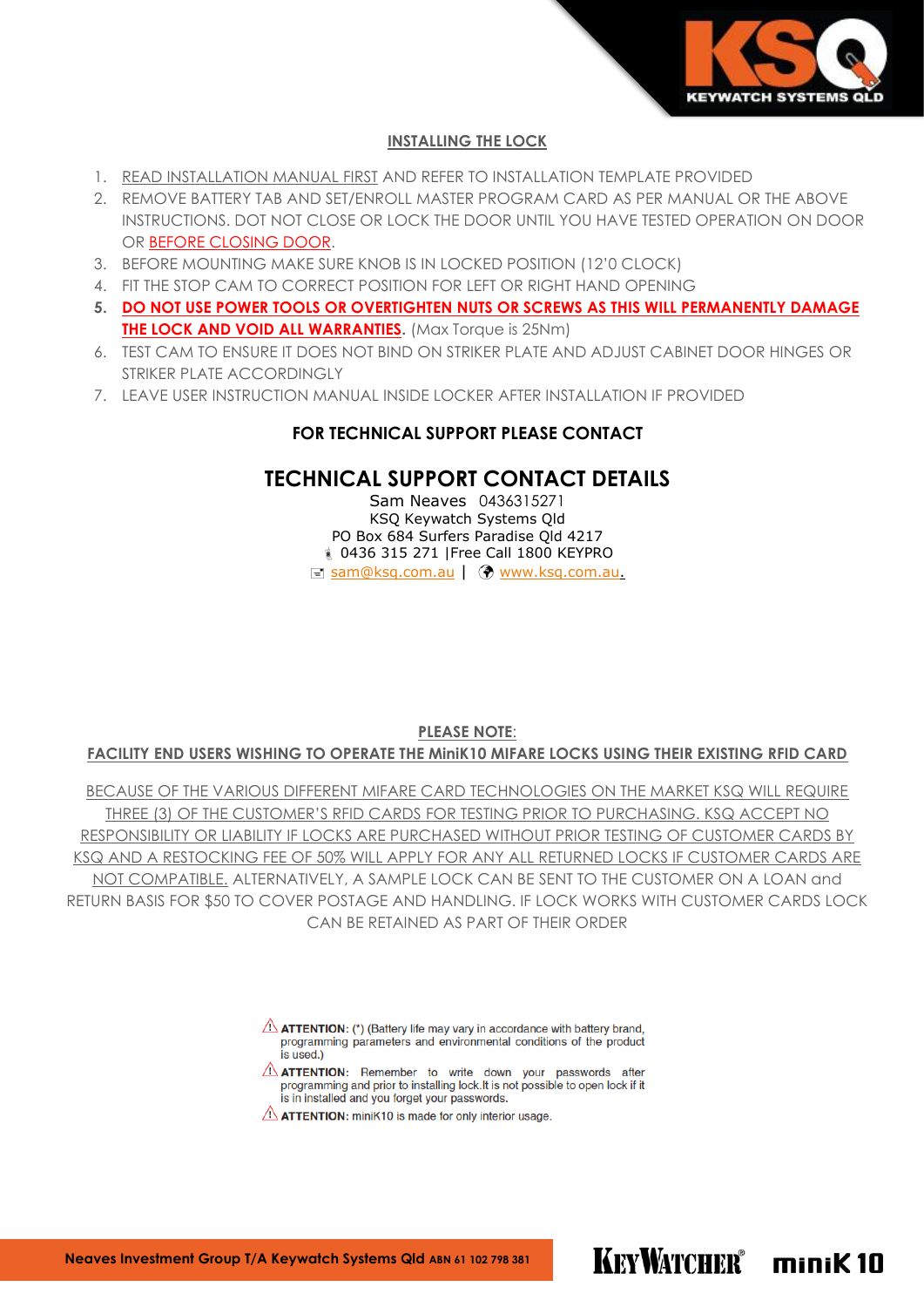## INSTALLING THE LOCK

1. READ INSTALLATION MANUAL FIRST AND REFER TO INSTALLATION TEMPLATE PROVIDED
2. REMOVE BATTERY TAB AND SET/ENROLL MASTER PROGRAM CARD AS PER MANUAL OR THE ABOVE INSTRUCTIONS. DOT NOT CLOSE OR LOCK THE DOOR UNTIL YOU HAVE TESTED OPERATION ON DOOR OR BEFORE CLOSING DOOR.
3. BEFORE MOUNTING MAKE SURE KNOB IS IN LOCKED POSITION (12'0 CLOCK)
4. FIT THE STOP CAM TO CORRECT POSITION FOR LEFT OR RIGHT HAND OPENING
5. **DO NOT USE POWER TOOLS OR OVERTIGHTEN NUTS OR SCREWS AS THIS WILL PERMANENTLY DAMAGE THE LOCK AND VOID ALL WARRANTIES.** (Max Torque is 25Nm)
6. TEST CAM TO ENSURE IT DOES NOT BIND ON STRIKER PLATE AND ADJUST CABINET DOOR HINGES OR STRIKER PLATE ACCORDINGLY
7. LEAVE USER INSTRUCTION MANUAL INSIDE LOCKER AFTER INSTALLATION IF PROVIDED

**FOR TECHNICAL SUPPORT PLEASE CONTACT**

## TECHNICAL SUPPORT CONTACT DETAILS

Sam Neaves 0436315271
KSQ Keywatch Systems Qld
PO Box 684 Surfers Paradise Qld 4217
0436 315 271 |Free Call 1800 KEYPRO
sam@ksq.com.au | www.ksq.com.au.

**PLEASE NOTE:**

**FACILITY END USERS WISHING TO OPERATE THE MiniK10 MIFARE LOCKS USING THEIR EXISTING RFID CARD**

BECAUSE OF THE VARIOUS DIFFERENT MIFARE CARD TECHNOLOGIES ON THE MARKET KSQ WILL REQUIRE THREE (3) OF THE CUSTOMER'S RFID CARDS FOR TESTING PRIOR TO PURCHASING. KSQ ACCEPT NO RESPONSIBILITY OR LIABILITY IF LOCKS ARE PURCHASED WITHOUT PRIOR TESTING OF CUSTOMER CARDS BY KSQ AND A RESTOCKING FEE OF 50% WILL APPLY FOR ANY ALL RETURNED LOCKS IF CUSTOMER CARDS ARE NOT COMPATIBLE. ALTERNATIVELY, A SAMPLE LOCK CAN BE SENT TO THE CUSTOMER ON A LOAN and RETURN BASIS FOR $50 TO COVER POSTAGE AND HANDLING. IF LOCK WORKS WITH CUSTOMER CARDS LOCK CAN BE RETAINED AS PART OF THEIR ORDER

⚠ **ATTENTION:** (*) (Battery life may vary in accordance with battery brand, programming parameters and environmental conditions of the product is used.)

⚠ **ATTENTION:** Remember to write down your passwords after programming and prior to installing lock.It is not possible to open lock if it is in installed and you forget your passwords.

⚠ **ATTENTION:** miniK10 is made for only interior usage.

**Neaves Investment Group T/A Keywatch Systems Qld** ABN 61 102 798 381